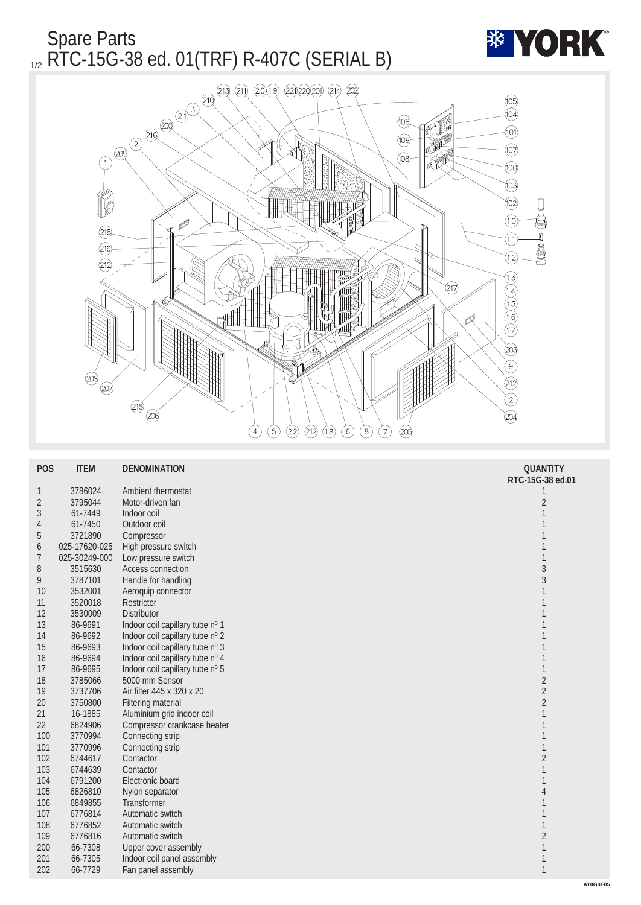# Spare Parts

## RTC-15G-38 ed. 01(TRF) R-407C (SERIAL B)

| POS | ITEM | DENOMINATION | QUANTITY RTC-15G-38 ed.01 |
|---|---|---|---|
| 1 | 3786024 | Ambient thermostat | 1 |
| 2 | 3795044 | Motor-driven fan | 2 |
| 3 | 61-7449 | Indoor coil | 1 |
| 4 | 61-7450 | Outdoor coil | 1 |
| 5 | 3721890 | Compressor | 1 |
| 6 | 025-17620-025 | High pressure switch | 1 |
| 7 | 025-30249-000 | Low pressure switch | 1 |
| 8 | 3515630 | Access connection | 3 |
| 9 | 3787101 | Handle for handling | 3 |
| 10 | 3532001 | Aeroquip connector | 1 |
| 11 | 3520018 | Restrictor | 1 |
| 12 | 3530009 | Distributor | 1 |
| 13 | 86-9691 | Indoor coil capillary tube nº 1 | 1 |
| 14 | 86-9692 | Indoor coil capillary tube nº 2 | 1 |
| 15 | 86-9693 | Indoor coil capillary tube nº 3 | 1 |
| 16 | 86-9694 | Indoor coil capillary tube nº 4 | 1 |
| 17 | 86-9695 | Indoor coil capillary tube nº 5 | 1 |
| 18 | 3785066 | 5000 mm Sensor | 2 |
| 19 | 3737706 | Air filter 445 x 320 x 20 | 2 |
| 20 | 3750800 | Filtering material | 2 |
| 21 | 16-1885 | Aluminium grid indoor coil | 1 |
| 22 | 6824906 | Compressor crankcase heater | 1 |
| 100 | 3770994 | Connecting strip | 1 |
| 101 | 3770996 | Connecting strip | 1 |
| 102 | 6744617 | Contactor | 2 |
| 103 | 6744639 | Contactor | 1 |
| 104 | 6791200 | Electronic board | 1 |
| 105 | 6826810 | Nylon separator | 4 |
| 106 | 6849855 | Transformer | 1 |
| 107 | 6776814 | Automatic switch | 1 |
| 108 | 6776852 | Automatic switch | 1 |
| 109 | 6776816 | Automatic switch | 2 |
| 200 | 66-7308 | Upper cover assembly | 1 |
| 201 | 66-7305 | Indoor coil panel assembly | 1 |
| 202 | 66-7729 | Fan panel assembly | 1 |

A10G3E05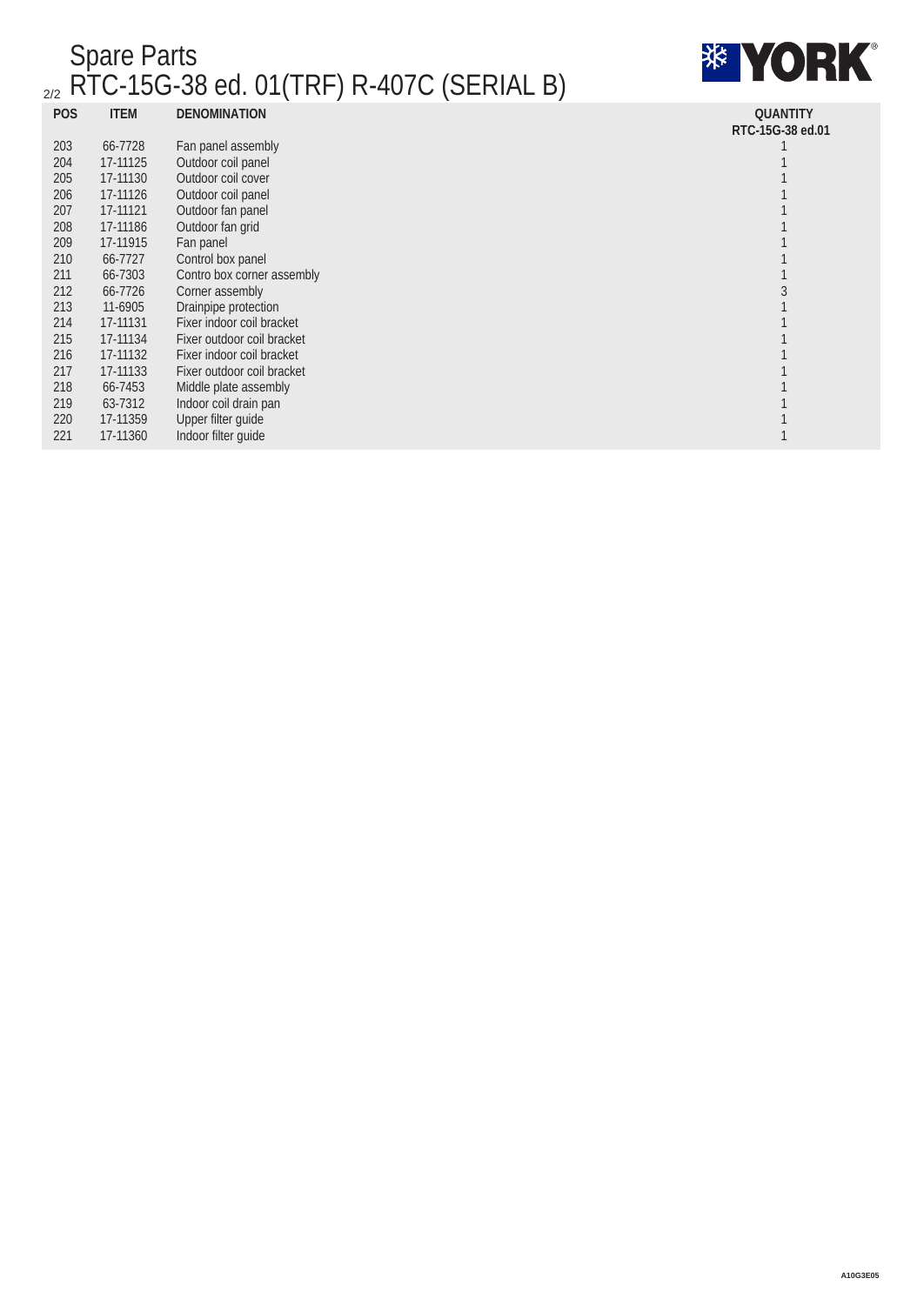# Spare Parts

## RTC-15G-38 ed. 01(TRF) R-407C (SERIAL B)

| POS | ITEM | DENOMINATION | QUANTITY RTC-15G-38 ed.01 |
|---|---|---|---|
| 203 | 66-7728 | Fan panel assembly | 1 |
| 204 | 17-11125 | Outdoor coil panel | 1 |
| 205 | 17-11130 | Outdoor coil cover | 1 |
| 206 | 17-11126 | Outdoor coil panel | 1 |
| 207 | 17-11121 | Outdoor fan panel | 1 |
| 208 | 17-11186 | Outdoor fan grid | 1 |
| 209 | 17-11915 | Fan panel | 1 |
| 210 | 66-7727 | Control box panel | 1 |
| 211 | 66-7303 | Contro box corner assembly | 1 |
| 212 | 66-7726 | Corner assembly | 3 |
| 213 | 11-6905 | Drainpipe protection | 1 |
| 214 | 17-11131 | Fixer indoor coil bracket | 1 |
| 215 | 17-11134 | Fixer outdoor coil bracket | 1 |
| 216 | 17-11132 | Fixer indoor coil bracket | 1 |
| 217 | 17-11133 | Fixer outdoor coil bracket | 1 |
| 218 | 66-7453 | Middle plate assembly | 1 |
| 219 | 63-7312 | Indoor coil drain pan | 1 |
| 220 | 17-11359 | Upper filter guide | 1 |
| 221 | 17-11360 | Indoor filter guide | 1 |

A10G3E05